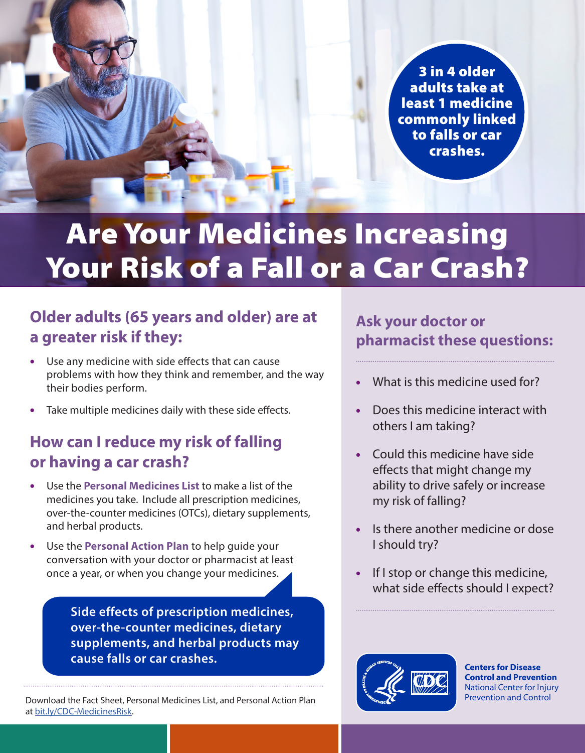**3 in 4 older adults take at least 1 medicine commonly linked to falls or car crashes.**

# Are Your Medicines Increasing Your Risk of a Fall or a Car Crash?

## Older adults (65 years and older) are at a greater risk if they:

- Use any medicine with side effects that can cause problems with how they think and remember, and the way their bodies perform.
- Take multiple medicines daily with these side effects.

## How can I reduce my risk of falling or having a car crash?

- Use the **Personal Medicines List** to make a list of the medicines you take. Include all prescription medicines, over-the-counter medicines (OTCs), dietary supplements, and herbal products.
- Use the **Personal Action Plan** to help guide your conversation with your doctor or pharmacist at least once a year, or when you change your medicines.

**Side effects of prescription medicines, over-the-counter medicines, dietary supplements, and herbal products may cause falls or car crashes.**

Download the Fact Sheet, Personal Medicines List, and Personal Action Plan at bit.ly/CDC-MedicinesRisk.

## Ask your doctor or pharmacist these questions:

- What is this medicine used for?
- Does this medicine interact with others I am taking?
- Could this medicine have side effects that might change my ability to drive safely or increase my risk of falling?
- Is there another medicine or dose I should try?
- If I stop or change this medicine, what side effects should I expect?

**Centers for Disease Control and Prevention**
National Center for Injury Prevention and Control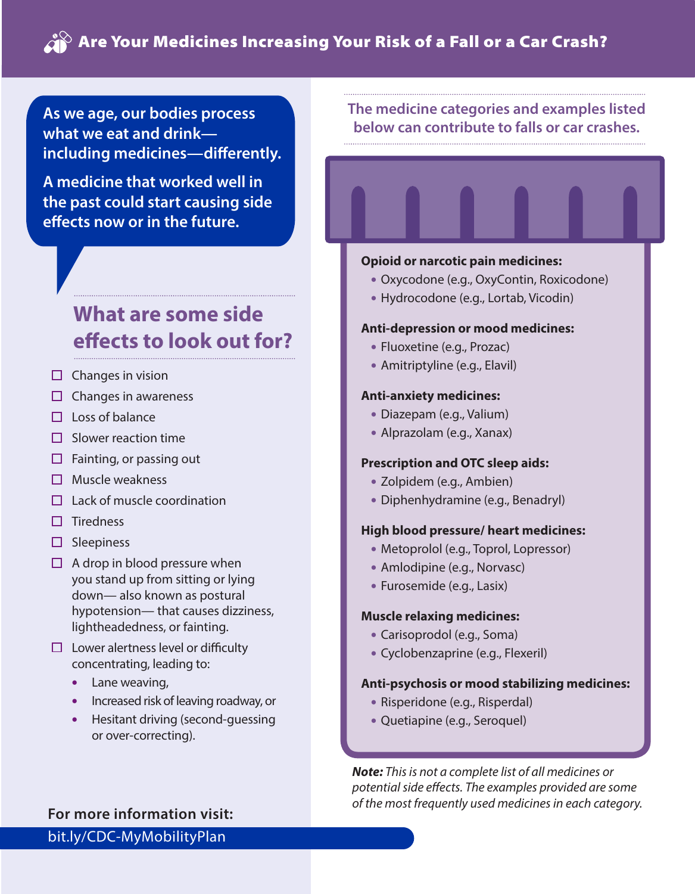# Are Your Medicines Increasing Your Risk of a Fall or a Car Crash?

**As we age, our bodies process what we eat and drink—including medicines—differently.**

**A medicine that worked well in the past could start causing side effects now or in the future.**

## What are some side effects to look out for?

- ☐ Changes in vision
- ☐ Changes in awareness
- ☐ Loss of balance
- ☐ Slower reaction time
- ☐ Fainting, or passing out
- ☐ Muscle weakness
- ☐ Lack of muscle coordination
- ☐ Tiredness
- ☐ Sleepiness
- ☐ A drop in blood pressure when you stand up from sitting or lying down— also known as postural hypotension— that causes dizziness, lightheadedness, or fainting.
- ☐ Lower alertness level or difficulty concentrating, leading to:
  - Lane weaving,
  - Increased risk of leaving roadway, or
  - Hesitant driving (second-guessing or over-correcting).

**For more information visit:**
bit.ly/CDC-MyMobilityPlan

### The medicine categories and examples listed below can contribute to falls or car crashes.

**Opioid or narcotic pain medicines:**
- Oxycodone (e.g., OxyContin, Roxicodone)
- Hydrocodone (e.g., Lortab, Vicodin)

**Anti-depression or mood medicines:**
- Fluoxetine (e.g., Prozac)
- Amitriptyline (e.g., Elavil)

**Anti-anxiety medicines:**
- Diazepam (e.g., Valium)
- Alprazolam (e.g., Xanax)

**Prescription and OTC sleep aids:**
- Zolpidem (e.g., Ambien)
- Diphenhydramine (e.g., Benadryl)

**High blood pressure/ heart medicines:**
- Metoprolol (e.g., Toprol, Lopressor)
- Amlodipine (e.g., Norvasc)
- Furosemide (e.g., Lasix)

**Muscle relaxing medicines:**
- Carisoprodol (e.g., Soma)
- Cyclobenzaprine (e.g., Flexeril)

**Anti-psychosis or mood stabilizing medicines:**
- Risperidone (e.g., Risperdal)
- Quetiapine (e.g., Seroquel)

***Note:*** *This is not a complete list of all medicines or potential side effects. The examples provided are some of the most frequently used medicines in each category.*